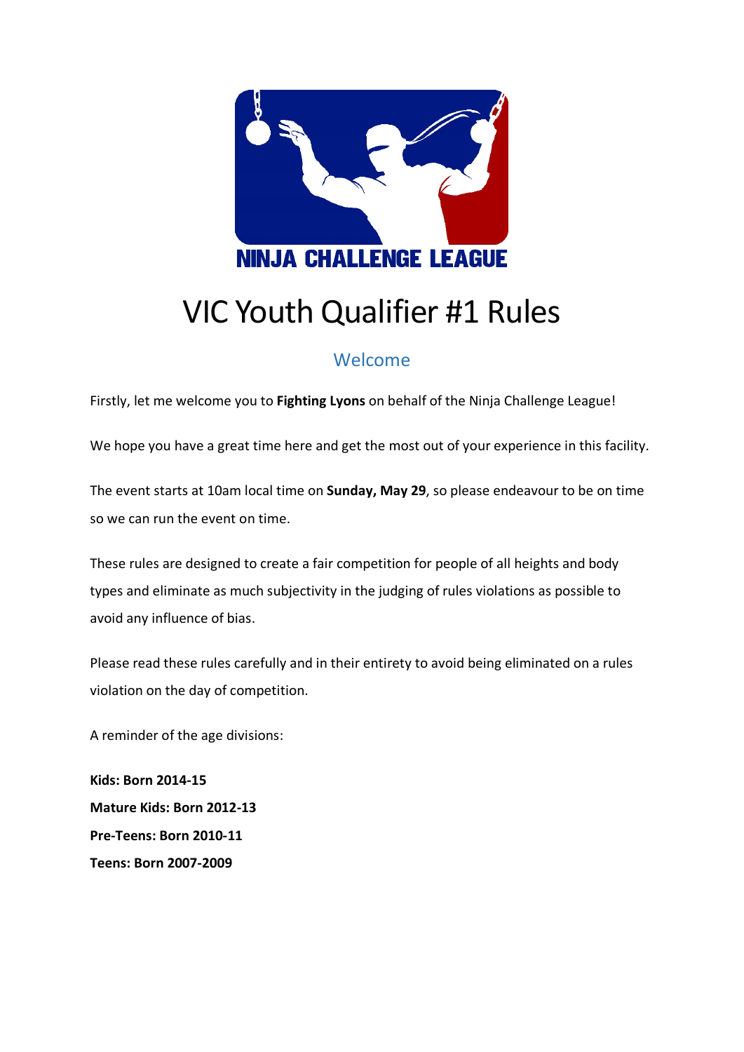NINJA CHALLENGE LEAGUE

# VIC Youth Qualifier #1 Rules

## Welcome

Firstly, let me welcome you to **Fighting Lyons** on behalf of the Ninja Challenge League!

We hope you have a great time here and get the most out of your experience in this facility.

The event starts at 10am local time on **Sunday, May 29**, so please endeavour to be on time so we can run the event on time.

These rules are designed to create a fair competition for people of all heights and body types and eliminate as much subjectivity in the judging of rules violations as possible to avoid any influence of bias.

Please read these rules carefully and in their entirety to avoid being eliminated on a rules violation on the day of competition.

A reminder of the age divisions:

**Kids: Born 2014-15**
**Mature Kids: Born 2012-13**
**Pre-Teens: Born 2010-11**
**Teens: Born 2007-2009**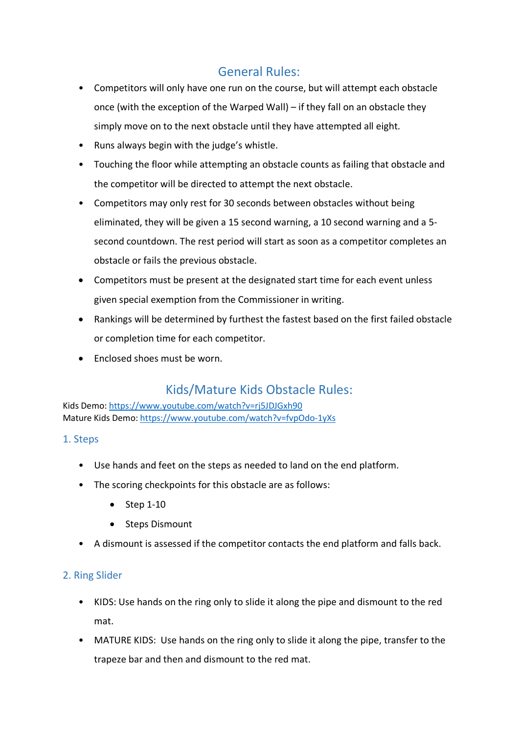## General Rules:

- Competitors will only have one run on the course, but will attempt each obstacle once (with the exception of the Warped Wall) – if they fall on an obstacle they simply move on to the next obstacle until they have attempted all eight.
- Runs always begin with the judge's whistle.
- Touching the floor while attempting an obstacle counts as failing that obstacle and the competitor will be directed to attempt the next obstacle.
- Competitors may only rest for 30 seconds between obstacles without being eliminated, they will be given a 15 second warning, a 10 second warning and a 5-second countdown. The rest period will start as soon as a competitor completes an obstacle or fails the previous obstacle.
- Competitors must be present at the designated start time for each event unless given special exemption from the Commissioner in writing.
- Rankings will be determined by furthest the fastest based on the first failed obstacle or completion time for each competitor.
- Enclosed shoes must be worn.

## Kids/Mature Kids Obstacle Rules:

Kids Demo: [https://www.youtube.com/watch?v=rj5JDJGxh90](https://www.youtube.com/watch?v=rj5JDJGxh90)
Mature Kids Demo: [https://www.youtube.com/watch?v=fvpOdo-1yXs](https://www.youtube.com/watch?v=fvpOdo-1yXs)

### 1. Steps

- Use hands and feet on the steps as needed to land on the end platform.
- The scoring checkpoints for this obstacle are as follows:
  - Step 1-10
  - Steps Dismount
- A dismount is assessed if the competitor contacts the end platform and falls back.

### 2. Ring Slider

- KIDS: Use hands on the ring only to slide it along the pipe and dismount to the red mat.
- MATURE KIDS: Use hands on the ring only to slide it along the pipe, transfer to the trapeze bar and then and dismount to the red mat.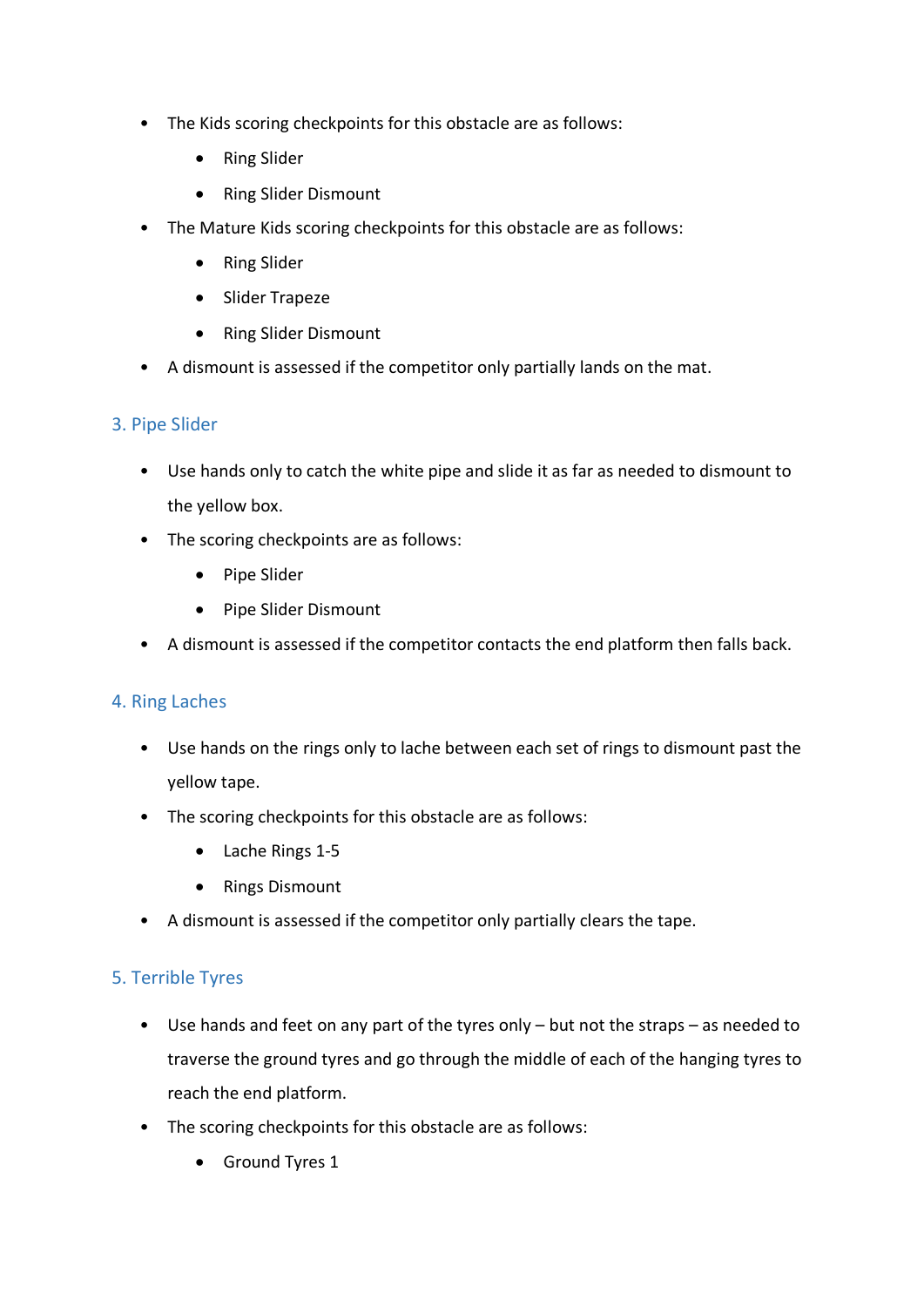- The Kids scoring checkpoints for this obstacle are as follows:
    - Ring Slider
    - Ring Slider Dismount
- The Mature Kids scoring checkpoints for this obstacle are as follows:
    - Ring Slider
    - Slider Trapeze
    - Ring Slider Dismount
- A dismount is assessed if the competitor only partially lands on the mat.

## 3. Pipe Slider

- Use hands only to catch the white pipe and slide it as far as needed to dismount to the yellow box.
- The scoring checkpoints are as follows:
    - Pipe Slider
    - Pipe Slider Dismount
- A dismount is assessed if the competitor contacts the end platform then falls back.

## 4. Ring Laches

- Use hands on the rings only to lache between each set of rings to dismount past the yellow tape.
- The scoring checkpoints for this obstacle are as follows:
    - Lache Rings 1-5
    - Rings Dismount
- A dismount is assessed if the competitor only partially clears the tape.

## 5. Terrible Tyres

- Use hands and feet on any part of the tyres only – but not the straps – as needed to traverse the ground tyres and go through the middle of each of the hanging tyres to reach the end platform.
- The scoring checkpoints for this obstacle are as follows:
    - Ground Tyres 1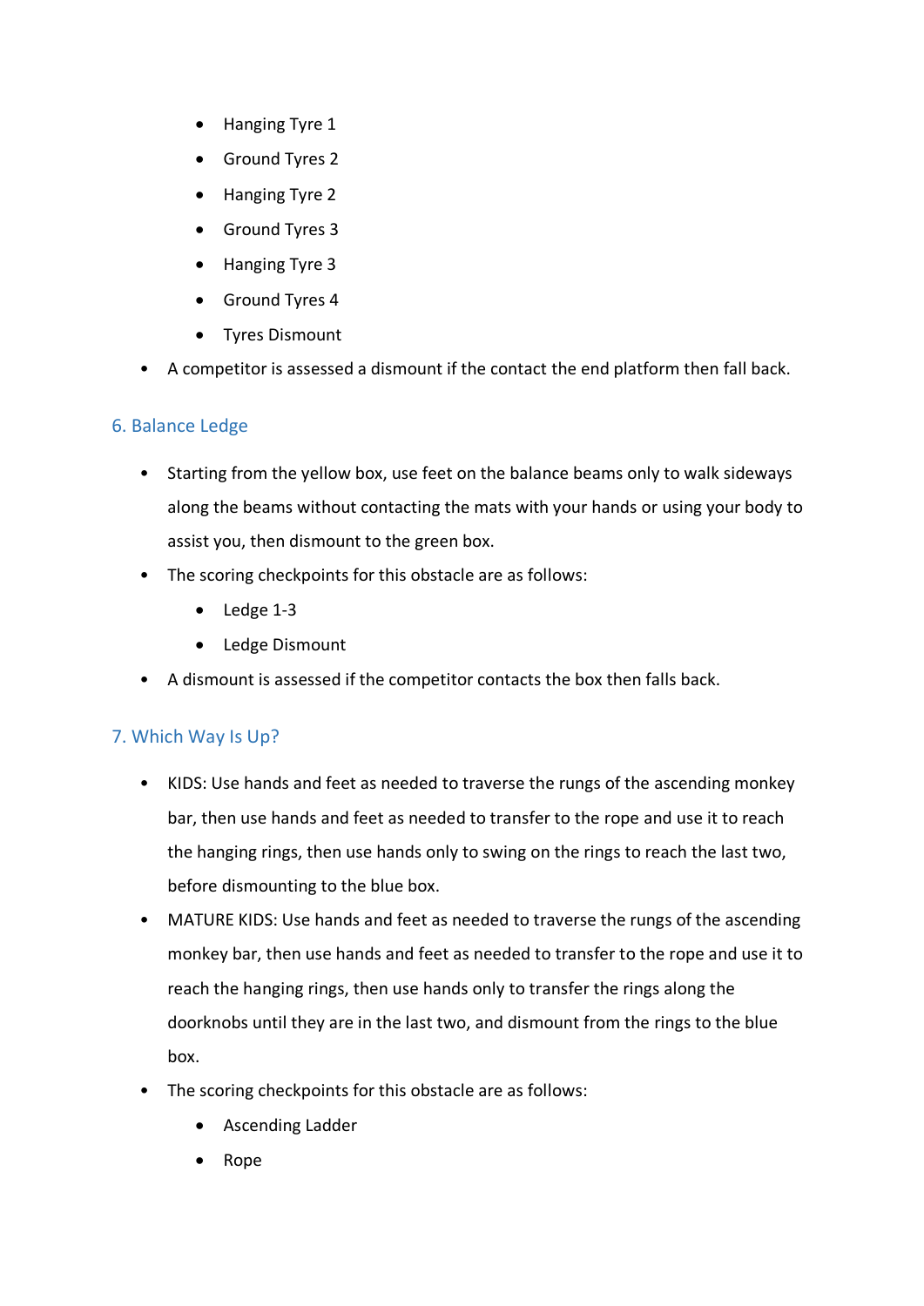- Hanging Tyre 1
    - Ground Tyres 2
    - Hanging Tyre 2
    - Ground Tyres 3
    - Hanging Tyre 3
    - Ground Tyres 4
    - Tyres Dismount
- A competitor is assessed a dismount if the contact the end platform then fall back.

## 6. Balance Ledge

- Starting from the yellow box, use feet on the balance beams only to walk sideways along the beams without contacting the mats with your hands or using your body to assist you, then dismount to the green box.
- The scoring checkpoints for this obstacle are as follows:
    - Ledge 1-3
    - Ledge Dismount
- A dismount is assessed if the competitor contacts the box then falls back.

## 7. Which Way Is Up?

- KIDS: Use hands and feet as needed to traverse the rungs of the ascending monkey bar, then use hands and feet as needed to transfer to the rope and use it to reach the hanging rings, then use hands only to swing on the rings to reach the last two, before dismounting to the blue box.
- MATURE KIDS: Use hands and feet as needed to traverse the rungs of the ascending monkey bar, then use hands and feet as needed to transfer to the rope and use it to reach the hanging rings, then use hands only to transfer the rings along the doorknobs until they are in the last two, and dismount from the rings to the blue box.
- The scoring checkpoints for this obstacle are as follows:
    - Ascending Ladder
    - Rope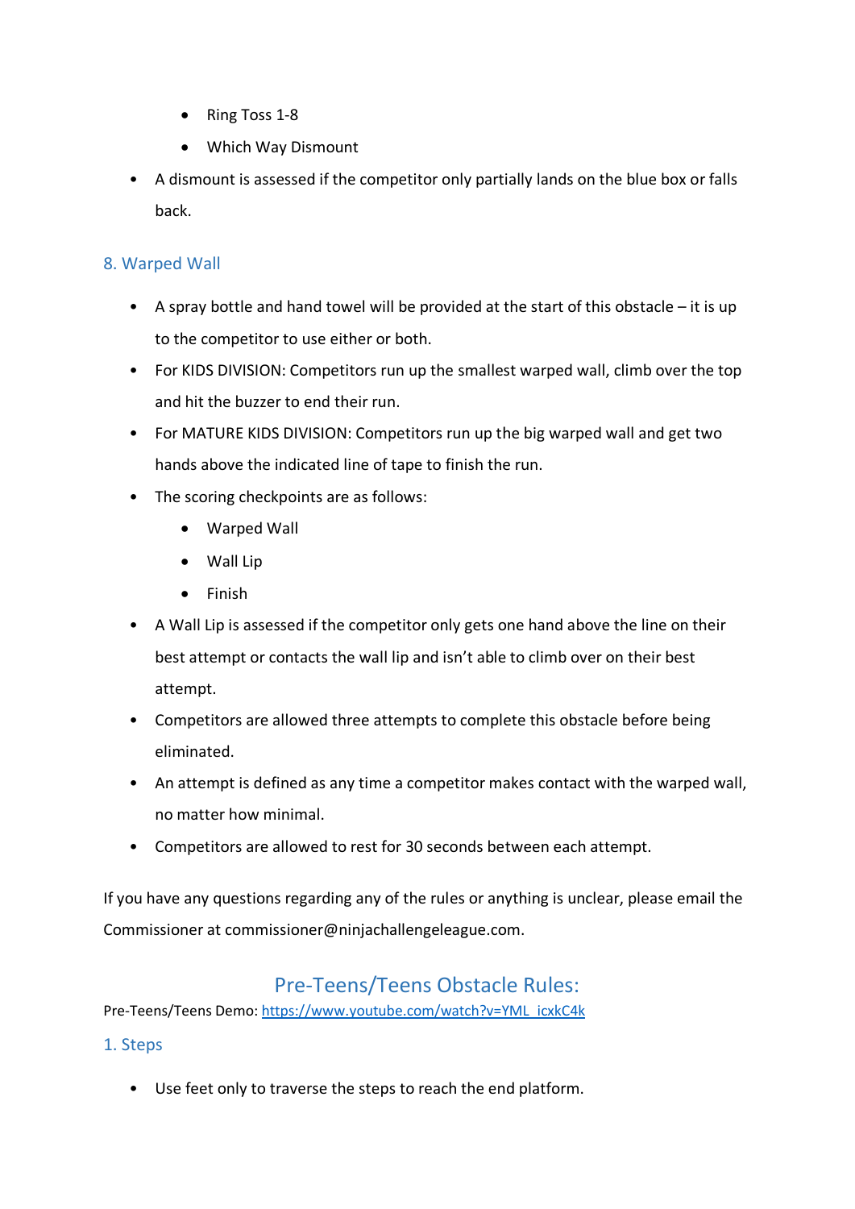- Ring Toss 1-8
  - Which Way Dismount
- A dismount is assessed if the competitor only partially lands on the blue box or falls back.

### 8. Warped Wall

- A spray bottle and hand towel will be provided at the start of this obstacle – it is up to the competitor to use either or both.
- For KIDS DIVISION: Competitors run up the smallest warped wall, climb over the top and hit the buzzer to end their run.
- For MATURE KIDS DIVISION: Competitors run up the big warped wall and get two hands above the indicated line of tape to finish the run.
- The scoring checkpoints are as follows:
  - Warped Wall
  - Wall Lip
  - Finish
- A Wall Lip is assessed if the competitor only gets one hand above the line on their best attempt or contacts the wall lip and isn't able to climb over on their best attempt.
- Competitors are allowed three attempts to complete this obstacle before being eliminated.
- An attempt is defined as any time a competitor makes contact with the warped wall, no matter how minimal.
- Competitors are allowed to rest for 30 seconds between each attempt.

If you have any questions regarding any of the rules or anything is unclear, please email the Commissioner at commissioner@ninjachallengeleague.com.

## Pre-Teens/Teens Obstacle Rules:

Pre-Teens/Teens Demo: https://www.youtube.com/watch?v=YML_icxkC4k

### 1. Steps

- Use feet only to traverse the steps to reach the end platform.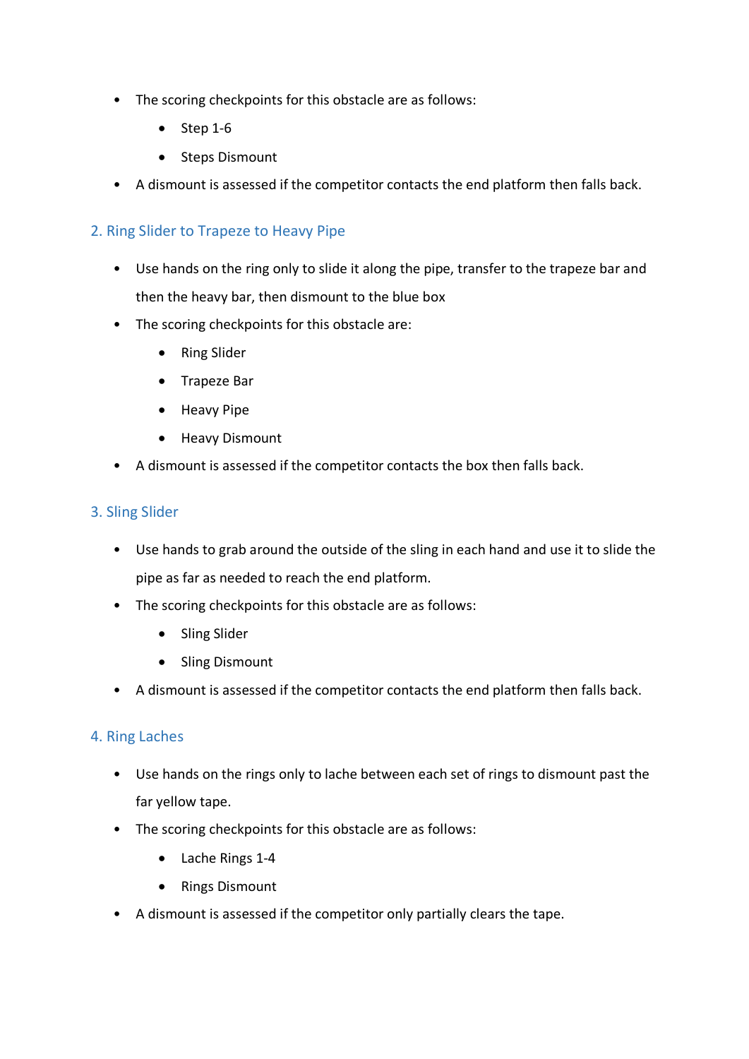- The scoring checkpoints for this obstacle are as follows:
    - Step 1-6
    - Steps Dismount
- A dismount is assessed if the competitor contacts the end platform then falls back.

## 2. Ring Slider to Trapeze to Heavy Pipe

- Use hands on the ring only to slide it along the pipe, transfer to the trapeze bar and then the heavy bar, then dismount to the blue box
- The scoring checkpoints for this obstacle are:
    - Ring Slider
    - Trapeze Bar
    - Heavy Pipe
    - Heavy Dismount
- A dismount is assessed if the competitor contacts the box then falls back.

## 3. Sling Slider

- Use hands to grab around the outside of the sling in each hand and use it to slide the pipe as far as needed to reach the end platform.
- The scoring checkpoints for this obstacle are as follows:
    - Sling Slider
    - Sling Dismount
- A dismount is assessed if the competitor contacts the end platform then falls back.

## 4. Ring Laches

- Use hands on the rings only to lache between each set of rings to dismount past the far yellow tape.
- The scoring checkpoints for this obstacle are as follows:
    - Lache Rings 1-4
    - Rings Dismount
- A dismount is assessed if the competitor only partially clears the tape.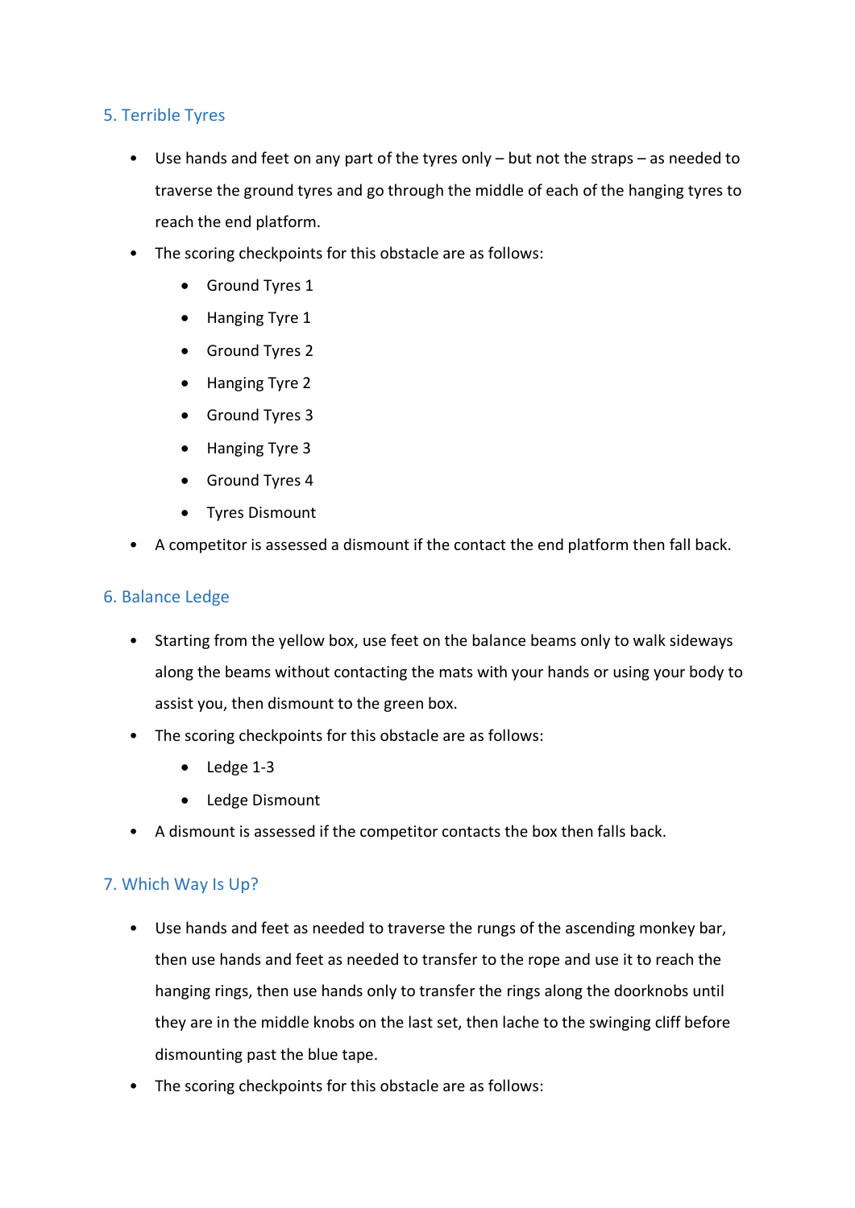## 5. Terrible Tyres

- Use hands and feet on any part of the tyres only – but not the straps – as needed to traverse the ground tyres and go through the middle of each of the hanging tyres to reach the end platform.
- The scoring checkpoints for this obstacle are as follows:
    - Ground Tyres 1
    - Hanging Tyre 1
    - Ground Tyres 2
    - Hanging Tyre 2
    - Ground Tyres 3
    - Hanging Tyre 3
    - Ground Tyres 4
    - Tyres Dismount
- A competitor is assessed a dismount if the contact the end platform then fall back.

## 6. Balance Ledge

- Starting from the yellow box, use feet on the balance beams only to walk sideways along the beams without contacting the mats with your hands or using your body to assist you, then dismount to the green box.
- The scoring checkpoints for this obstacle are as follows:
    - Ledge 1-3
    - Ledge Dismount
- A dismount is assessed if the competitor contacts the box then falls back.

## 7. Which Way Is Up?

- Use hands and feet as needed to traverse the rungs of the ascending monkey bar, then use hands and feet as needed to transfer to the rope and use it to reach the hanging rings, then use hands only to transfer the rings along the doorknobs until they are in the middle knobs on the last set, then lache to the swinging cliff before dismounting past the blue tape.
- The scoring checkpoints for this obstacle are as follows: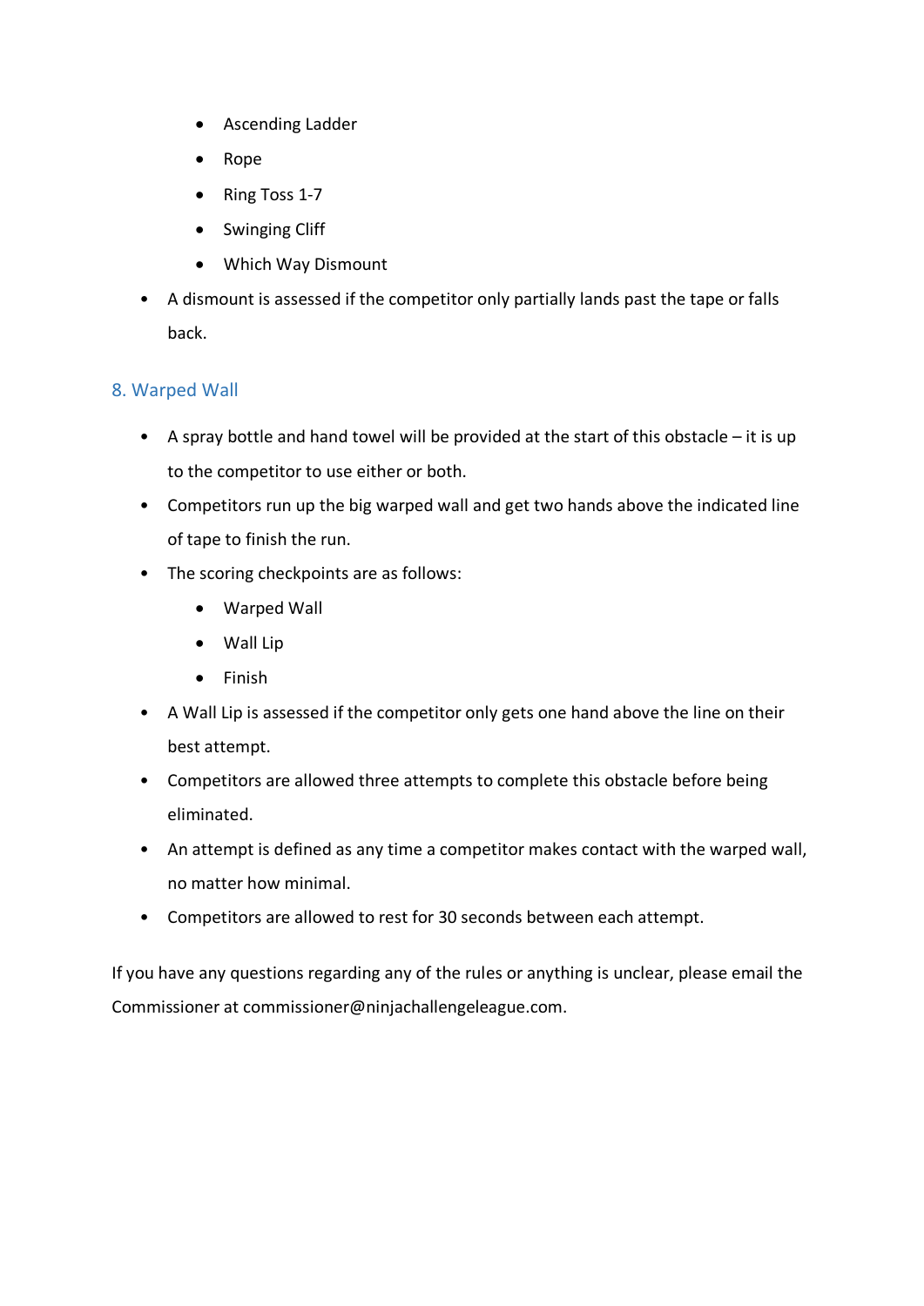- Ascending Ladder
  - Rope
  - Ring Toss 1-7
  - Swinging Cliff
  - Which Way Dismount
- A dismount is assessed if the competitor only partially lands past the tape or falls back.

## 8. Warped Wall

- A spray bottle and hand towel will be provided at the start of this obstacle – it is up to the competitor to use either or both.
- Competitors run up the big warped wall and get two hands above the indicated line of tape to finish the run.
- The scoring checkpoints are as follows:
  - Warped Wall
  - Wall Lip
  - Finish
- A Wall Lip is assessed if the competitor only gets one hand above the line on their best attempt.
- Competitors are allowed three attempts to complete this obstacle before being eliminated.
- An attempt is defined as any time a competitor makes contact with the warped wall, no matter how minimal.
- Competitors are allowed to rest for 30 seconds between each attempt.

If you have any questions regarding any of the rules or anything is unclear, please email the Commissioner at commissioner@ninjachallengeleague.com.